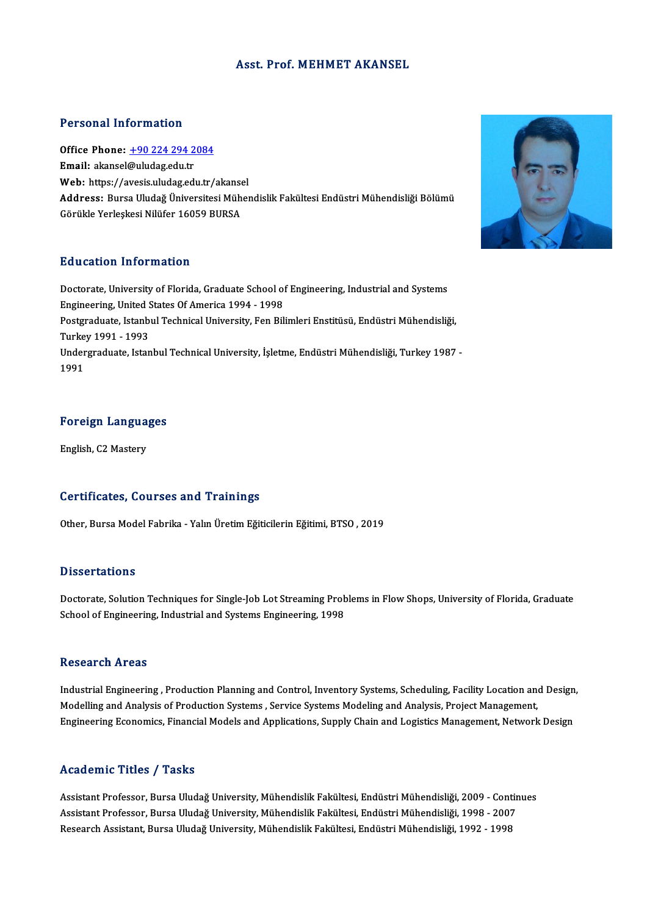# Asst. Prof. MEHMET AKANSEL

## Personal Information

**Office Phone:** +90 224 294 2084
**Email:** akansel@uludag.edu.tr
**Web:** https://avesis.uludag.edu.tr/akansel
**Address:** Bursa Uludağ Üniversitesi Mühendislik Fakültesi Endüstri Mühendisliği Bölümü Görükle Yerleşkesi Nilüfer 16059 BURSA

## Education Information

Doctorate, University of Florida, Graduate School of Engineering, Industrial and Systems Engineering, United States Of America 1994 - 1998
Postgraduate, Istanbul Technical University, Fen Bilimleri Enstitüsü, Endüstri Mühendisliği, Turkey 1991 - 1993
Undergraduate, Istanbul Technical University, İşletme, Endüstri Mühendisliği, Turkey 1987 - 1991

## Foreign Languages

English, C2 Mastery

## Certificates, Courses and Trainings

Other, Bursa Model Fabrika - Yalın Üretim Eğiticilerin Eğitimi, BTSO , 2019

## Dissertations

Doctorate, Solution Techniques for Single-Job Lot Streaming Problems in Flow Shops, University of Florida, Graduate School of Engineering, Industrial and Systems Engineering, 1998

## Research Areas

Industrial Engineering , Production Planning and Control, Inventory Systems, Scheduling, Facility Location and Design, Modelling and Analysis of Production Systems , Service Systems Modeling and Analysis, Project Management, Engineering Economics, Financial Models and Applications, Supply Chain and Logistics Management, Network Design

## Academic Titles / Tasks

Assistant Professor, Bursa Uludağ University, Mühendislik Fakültesi, Endüstri Mühendisliği, 2009 - Continues
Assistant Professor, Bursa Uludağ University, Mühendislik Fakültesi, Endüstri Mühendisliği, 1998 - 2007
Research Assistant, Bursa Uludağ University, Mühendislik Fakültesi, Endüstri Mühendisliği, 1992 - 1998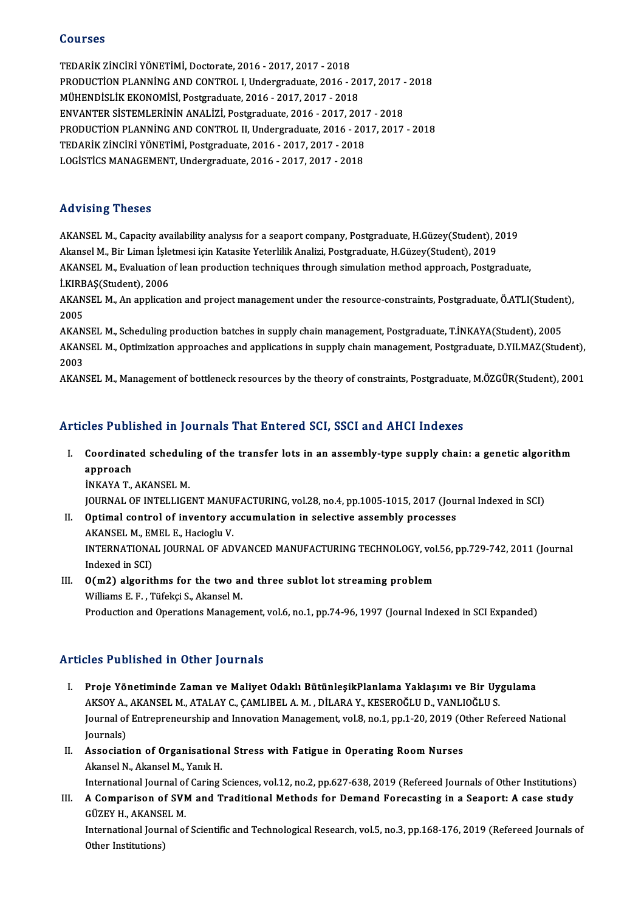## Courses

TEDARİK ZİNCİRİ YÖNETİMİ, Doctorate, 2016 - 2017, 2017 - 2018
PRODUCTİON PLANNİNG AND CONTROL I, Undergraduate, 2016 - 2017, 2017 - 2018
MÜHENDİSLİK EKONOMİSİ, Postgraduate, 2016 - 2017, 2017 - 2018
ENVANTER SİSTEMLERİNİN ANALİZİ, Postgraduate, 2016 - 2017, 2017 - 2018
PRODUCTİON PLANNİNG AND CONTROL II, Undergraduate, 2016 - 2017, 2017 - 2018
TEDARİK ZİNCİRİ YÖNETİMİ, Postgraduate, 2016 - 2017, 2017 - 2018
LOGİSTİCS MANAGEMENT, Undergraduate, 2016 - 2017, 2017 - 2018

## Advising Theses

AKANSEL M., Capacity availability analysıs for a seaport company, Postgraduate, H.Güzey(Student), 2019
Akansel M., Bir Liman İşletmesi için Katasite Yeterlilik Analizi, Postgraduate, H.Güzey(Student), 2019
AKANSEL M., Evaluation of lean production techniques through simulation method approach, Postgraduate, İ.KIRBAŞ(Student), 2006
AKANSEL M., An application and project management under the resource-constraints, Postgraduate, Ö.ATLI(Student), 2005
AKANSEL M., Scheduling production batches in supply chain management, Postgraduate, T.İNKAYA(Student), 2005
AKANSEL M., Optimization approaches and applications in supply chain management, Postgraduate, D.YILMAZ(Student), 2003
AKANSEL M., Management of bottleneck resources by the theory of constraints, Postgraduate, M.ÖZGÜR(Student), 2001

## Articles Published in Journals That Entered SCI, SSCI and AHCI Indexes

I. **Coordinated scheduling of the transfer lots in an assembly-type supply chain: a genetic algorithm approach**
   İNKAYA T., AKANSEL M.
   JOURNAL OF INTELLIGENT MANUFACTURING, vol.28, no.4, pp.1005-1015, 2017 (Journal Indexed in SCI)
II. **Optimal control of inventory accumulation in selective assembly processes**
   AKANSEL M., EMEL E., Hacioglu V.
   INTERNATIONAL JOURNAL OF ADVANCED MANUFACTURING TECHNOLOGY, vol.56, pp.729-742, 2011 (Journal Indexed in SCI)
III. **O(m2) algorithms for the two and three sublot lot streaming problem**
   Williams E. F. , Tüfekçi S., Akansel M.
   Production and Operations Management, vol.6, no.1, pp.74-96, 1997 (Journal Indexed in SCI Expanded)

## Articles Published in Other Journals

I. **Proje Yönetiminde Zaman ve Maliyet Odaklı BütünleşikPlanlama Yaklaşımı ve Bir Uygulama**
   AKSOY A., AKANSEL M., ATALAY C., ÇAMLIBEL A. M. , DİLARA Y., KESEROĞLU D., VANLIOĞLU S.
   Journal of Entrepreneurship and Innovation Management, vol.8, no.1, pp.1-20, 2019 (Other Refereed National Journals)
II. **Association of Organisational Stress with Fatigue in Operating Room Nurses**
   Akansel N., Akansel M., Yanık H.
   International Journal of Caring Sciences, vol.12, no.2, pp.627-638, 2019 (Refereed Journals of Other Institutions)
III. **A Comparison of SVM and Traditional Methods for Demand Forecasting in a Seaport: A case study**
   GÜZEY H., AKANSEL M.
   International Journal of Scientific and Technological Research, vol.5, no.3, pp.168-176, 2019 (Refereed Journals of Other Institutions)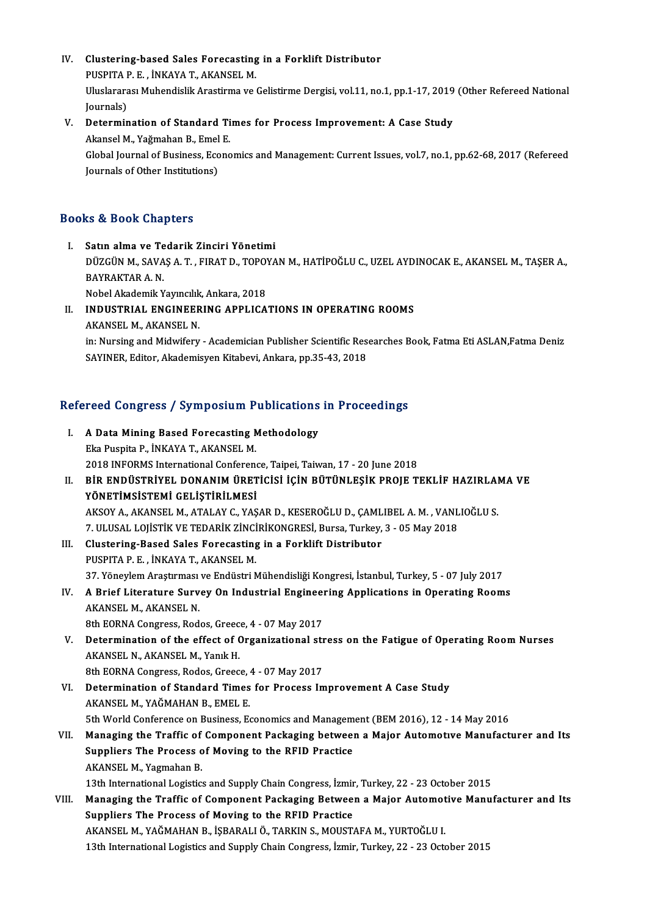IV. **Clustering-based Sales Forecasting in a Forklift Distributor**
PUSPITA P. E. , İNKAYA T., AKANSEL M.
Uluslararası Muhendislik Arastirma ve Gelistirme Dergisi, vol.11, no.1, pp.1-17, 2019 (Other Refereed National Journals)

V. **Determination of Standard Times for Process Improvement: A Case Study**
Akansel M., Yağmahan B., Emel E.
Global Journal of Business, Economics and Management: Current Issues, vol.7, no.1, pp.62-68, 2017 (Refereed Journals of Other Institutions)

## Books & Book Chapters

I. **Satın alma ve Tedarik Zinciri Yönetimi**
DÜZGÜN M., SAVAŞ A. T. , FIRAT D., TOPOYAN M., HATİPOĞLU C., UZEL AYDINOCAK E., AKANSEL M., TAŞER A., BAYRAKTAR A. N.
Nobel Akademik Yayıncılık, Ankara, 2018

II. **INDUSTRIAL ENGINEERING APPLICATIONS IN OPERATING ROOMS**
AKANSEL M., AKANSEL N.
in: Nursing and Midwifery - Academician Publisher Scientific Researches Book, Fatma Eti ASLAN,Fatma Deniz SAYINER, Editor, Akademisyen Kitabevi, Ankara, pp.35-43, 2018

## Refereed Congress / Symposium Publications in Proceedings

I. **A Data Mining Based Forecasting Methodology**
Eka Puspita P., İNKAYA T., AKANSEL M.
2018 INFORMS International Conference, Taipei, Taiwan, 17 - 20 June 2018

II. **BİR ENDÜSTRİYEL DONANIM ÜRETİCİSİ İÇİN BÜTÜNLEŞİK PROJE TEKLİF HAZIRLAMA VE YÖNETİMSİSTEMİ GELİŞTİRİLMESİ**
AKSOY A., AKANSEL M., ATALAY C., YAŞAR D., KESEROĞLU D., ÇAMLIBEL A. M. , VANLIOĞLU S.
7. ULUSAL LOJİSTİK VE TEDARİK ZİNCİRİKONGRESİ, Bursa, Turkey, 3 - 05 May 2018

III. **Clustering-Based Sales Forecasting in a Forklift Distributor**
PUSPITA P. E. , İNKAYA T., AKANSEL M.
37. Yöneylem Araştırması ve Endüstri Mühendisliği Kongresi, İstanbul, Turkey, 5 - 07 July 2017

IV. **A Brief Literature Survey On Industrial Engineering Applications in Operating Rooms**
AKANSEL M., AKANSEL N.
8th EORNA Congress, Rodos, Greece, 4 - 07 May 2017

V. **Determination of the effect of Organizational stress on the Fatigue of Operating Room Nurses**
AKANSEL N., AKANSEL M., Yanık H.
8th EORNA Congress, Rodos, Greece, 4 - 07 May 2017

VI. **Determination of Standard Times for Process Improvement A Case Study**
AKANSEL M., YAĞMAHAN B., EMEL E.
5th World Conference on Business, Economics and Management (BEM 2016), 12 - 14 May 2016

VII. **Managing the Traffic of Component Packaging between a Major Automotıve Manufacturer and Its Suppliers The Process of Moving to the RFID Practice**
AKANSEL M., Yagmahan B.
13th International Logistics and Supply Chain Congress, İzmir, Turkey, 22 - 23 October 2015

VIII. **Managing the Traffic of Component Packaging Between a Major Automotive Manufacturer and Its Suppliers The Process of Moving to the RFID Practice**
AKANSEL M., YAĞMAHAN B., İŞBARALI Ö., TARKIN S., MOUSTAFA M., YURTOĞLU I.
13th International Logistics and Supply Chain Congress, İzmir, Turkey, 22 - 23 October 2015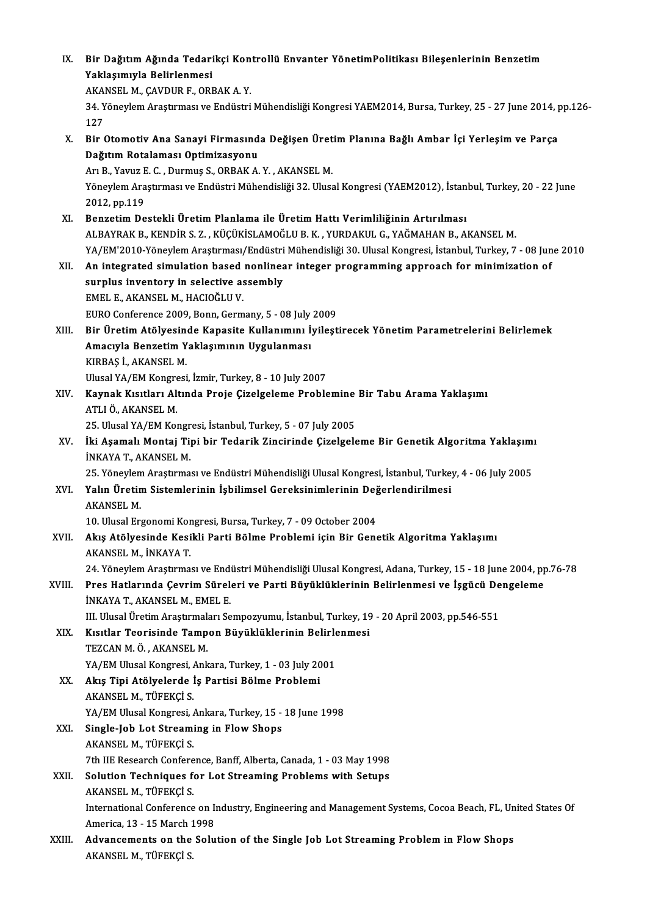IX. **Bir Dağıtım Ağında Tedarikçi Kontrollü Envanter YönetimPolitikası Bileşenlerinin Benzetim Yaklaşımıyla Belirlenmesi**
AKANSEL M., ÇAVDUR F., ORBAK A. Y.
34. Yöneylem Araştırması ve Endüstri Mühendisliği Kongresi YAEM2014, Bursa, Turkey, 25 - 27 June 2014, pp.126-127

X. **Bir Otomotiv Ana Sanayi Firmasında Değişen Üretim Planına Bağlı Ambar İçi Yerleşim ve Parça Dağıtım Rotalaması Optimizasyonu**
Arı B., Yavuz E. C. , Durmuş S., ORBAK A. Y. , AKANSEL M.
Yöneylem Araştırması ve Endüstri Mühendisliği 32. Ulusal Kongresi (YAEM2012), İstanbul, Turkey, 20 - 22 June 2012, pp.119

XI. **Benzetim Destekli Üretim Planlama ile Üretim Hattı Verimliliğinin Artırılması**
ALBAYRAK B., KENDİR S. Z. , KÜÇÜKİSLAMOĞLU B. K. , YURDAKUL G., YAĞMAHAN B., AKANSEL M.
YA/EM'2010-Yöneylem Araştırması/Endüstri Mühendisliği 30. Ulusal Kongresi, İstanbul, Turkey, 7 - 08 June 2010

XII. **An integrated simulation based nonlinear integer programming approach for minimization of surplus inventory in selective assembly**
EMEL E., AKANSEL M., HACIOĞLU V.
EURO Conference 2009, Bonn, Germany, 5 - 08 July 2009

XIII. **Bir Üretim Atölyesinde Kapasite Kullanımını İyileştirecek Yönetim Parametrelerini Belirlemek Amacıyla Benzetim Yaklaşımının Uygulanması**
KIRBAŞ İ., AKANSEL M.
Ulusal YA/EM Kongresi, İzmir, Turkey, 8 - 10 July 2007

XIV. **Kaynak Kısıtları Altında Proje Çizelgeleme Problemine Bir Tabu Arama Yaklaşımı**
ATLI Ö., AKANSEL M.
25. Ulusal YA/EM Kongresi, İstanbul, Turkey, 5 - 07 July 2005

XV. **İki Aşamalı Montaj Tipi bir Tedarik Zincirinde Çizelgeleme Bir Genetik Algoritma Yaklaşımı**
İNKAYA T., AKANSEL M.
25. Yöneylem Araştırması ve Endüstri Mühendisliği Ulusal Kongresi, İstanbul, Turkey, 4 - 06 July 2005

XVI. **Yalın Üretim Sistemlerinin İşbilimsel Gereksinimlerinin Değerlendirilmesi**
AKANSEL M.
10. Ulusal Ergonomi Kongresi, Bursa, Turkey, 7 - 09 October 2004

XVII. **Akış Atölyesinde Kesikli Parti Bölme Problemi için Bir Genetik Algoritma Yaklaşımı**
AKANSEL M., İNKAYA T.
24. Yöneylem Araştırması ve Endüstri Mühendisliği Ulusal Kongresi, Adana, Turkey, 15 - 18 June 2004, pp.76-78

XVIII. **Pres Hatlarında Çevrim Süreleri ve Parti Büyüklüklerinin Belirlenmesi ve İşgücü Dengeleme**
İNKAYA T., AKANSEL M., EMEL E.
III. Ulusal Üretim Araştırmaları Sempozyumu, İstanbul, Turkey, 19 - 20 April 2003, pp.546-551

XIX. **Kısıtlar Teorisinde Tampon Büyüklüklerinin Belirlenmesi**
TEZCAN M. Ö. , AKANSEL M.
YA/EM Ulusal Kongresi, Ankara, Turkey, 1 - 03 July 2001

XX. **Akış Tipi Atölyelerde İş Partisi Bölme Problemi**
AKANSEL M., TÜFEKÇİ S.
YA/EM Ulusal Kongresi, Ankara, Turkey, 15 - 18 June 1998

XXI. **Single-Job Lot Streaming in Flow Shops**
AKANSEL M., TÜFEKÇİ S.
7th IIE Research Conference, Banff, Alberta, Canada, 1 - 03 May 1998

XXII. **Solution Techniques for Lot Streaming Problems with Setups**
AKANSEL M., TÜFEKÇİ S.
International Conference on Industry, Engineering and Management Systems, Cocoa Beach, FL, United States Of America, 13 - 15 March 1998

XXIII. **Advancements on the Solution of the Single Job Lot Streaming Problem in Flow Shops**
AKANSEL M., TÜFEKÇİ S.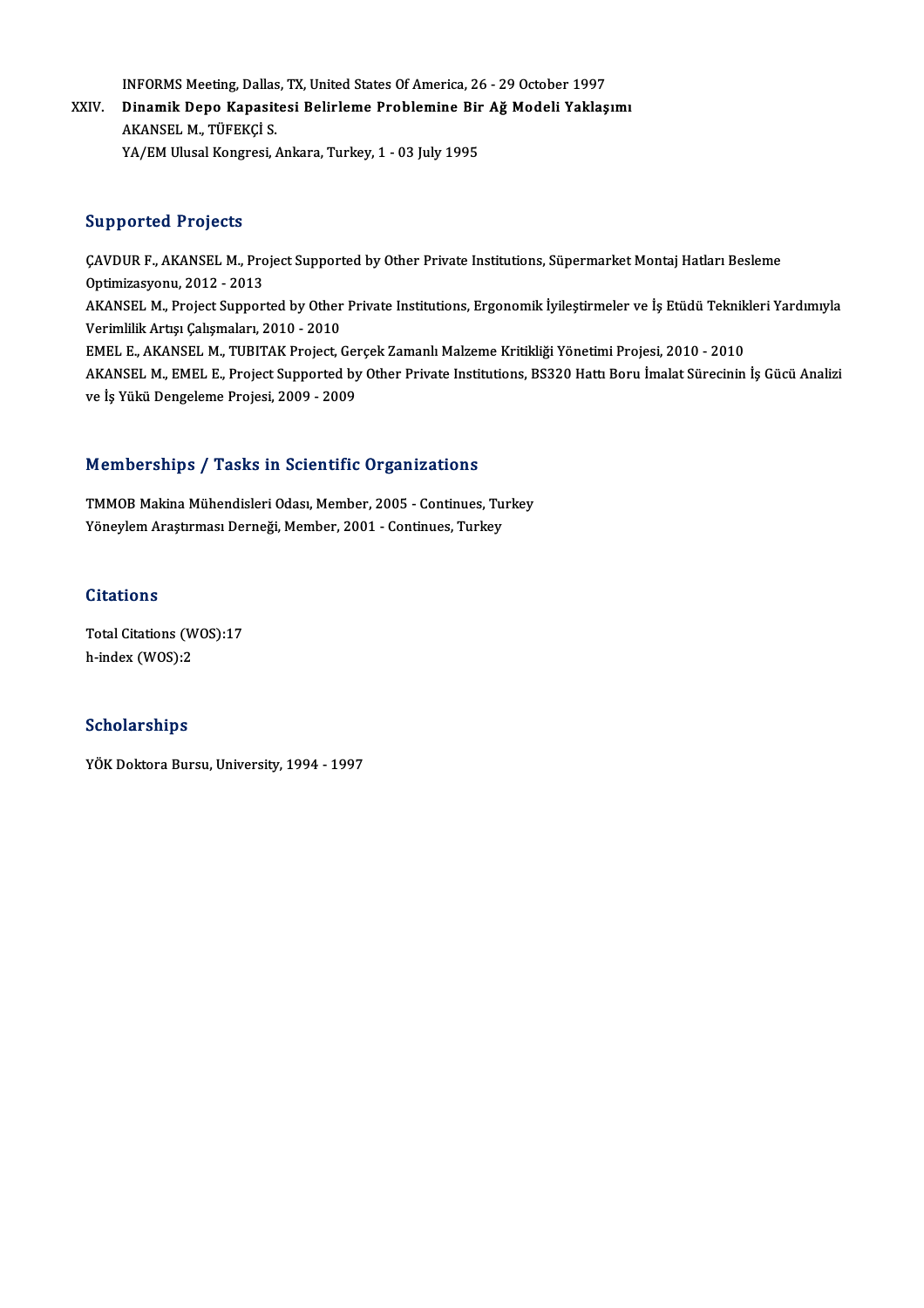INFORMS Meeting, Dallas, TX, United States Of America, 26 - 29 October 1997

XXIV. **Dinamik Depo Kapasitesi Belirleme Problemine Bir Ağ Modeli Yaklaşımı**
AKANSEL M., TÜFEKÇİ S.
YA/EM Ulusal Kongresi, Ankara, Turkey, 1 - 03 July 1995

## Supported Projects

ÇAVDUR F., AKANSEL M., Project Supported by Other Private Institutions, Süpermarket Montaj Hatları Besleme Optimizasyonu, 2012 - 2013

AKANSEL M., Project Supported by Other Private Institutions, Ergonomik İyileştirmeler ve İş Etüdü Teknikleri Yardımıyla Verimlilik Artışı Çalışmaları, 2010 - 2010

EMEL E., AKANSEL M., TUBITAK Project, Gerçek Zamanlı Malzeme Kritikliği Yönetimi Projesi, 2010 - 2010

AKANSEL M., EMEL E., Project Supported by Other Private Institutions, BS320 Hattı Boru İmalat Sürecinin İş Gücü Analizi ve İş Yükü Dengeleme Projesi, 2009 - 2009

## Memberships / Tasks in Scientific Organizations

TMMOB Makina Mühendisleri Odası, Member, 2005 - Continues, Turkey
Yöneylem Araştırması Derneği, Member, 2001 - Continues, Turkey

## Citations

Total Citations (WOS):17
h-index (WOS):2

## Scholarships

YÖK Doktora Bursu, University, 1994 - 1997